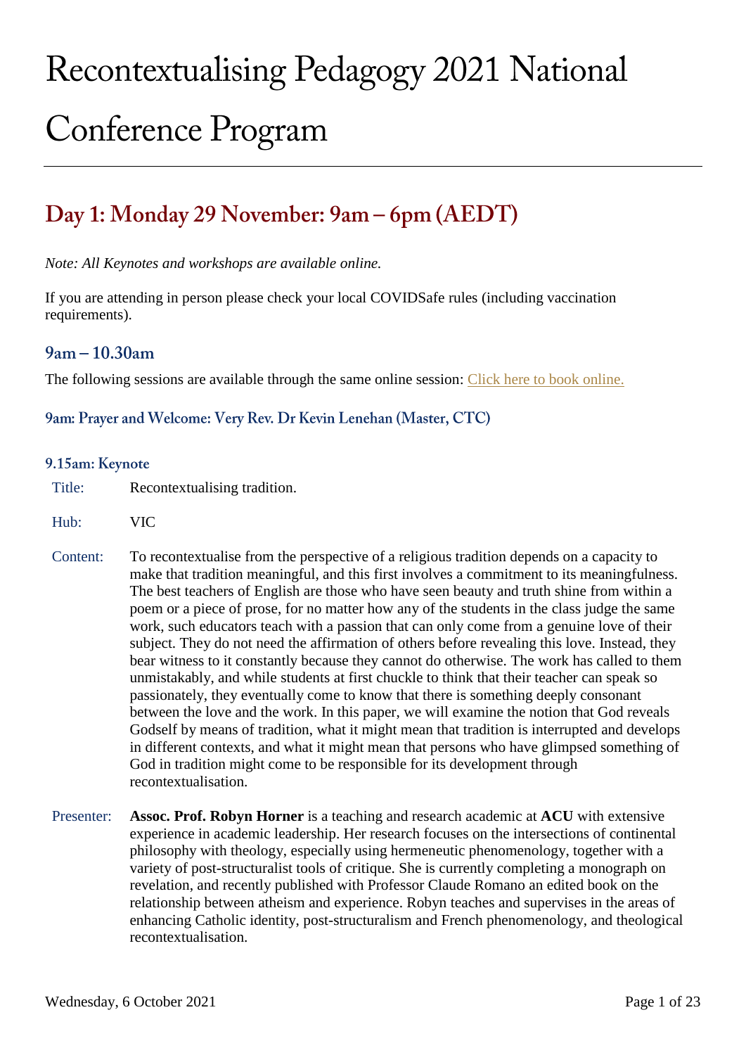# Recontextualising Pedagogy 2021 National Conference Program

## Day 1: Monday 29 November: 9am – 6pm (AEDT)

*Note: All Keynotes and workshops are available online.*

If you are attending in person please check your local COVIDSafe rules (including vaccination requirements).

### 9am – 10.30am

The following sessions are available through the same online session: Click here to book online.

#### 9am: Prayer and Welcome: Very Rev. Dr Kevin Lenehan (Master, CTC)

#### 9.15am: Keynote

| | |
|---|---|
| Title: | Recontextualising tradition. |
| Hub: | VIC |
| Content: | To recontextualise from the perspective of a religious tradition depends on a capacity to make that tradition meaningful, and this first involves a commitment to its meaningfulness. The best teachers of English are those who have seen beauty and truth shine from within a poem or a piece of prose, for no matter how any of the students in the class judge the same work, such educators teach with a passion that can only come from a genuine love of their subject. They do not need the affirmation of others before revealing this love. Instead, they bear witness to it constantly because they cannot do otherwise. The work has called to them unmistakably, and while students at first chuckle to think that their teacher can speak so passionately, they eventually come to know that there is something deeply consonant between the love and the work. In this paper, we will examine the notion that God reveals Godself by means of tradition, what it might mean that tradition is interrupted and develops in different contexts, and what it might mean that persons who have glimpsed something of God in tradition might come to be responsible for its development through recontextualisation. |
| Presenter: | **Assoc. Prof. Robyn Horner** is a teaching and research academic at **ACU** with extensive experience in academic leadership. Her research focuses on the intersections of continental philosophy with theology, especially using hermeneutic phenomenology, together with a variety of post-structuralist tools of critique. She is currently completing a monograph on revelation, and recently published with Professor Claude Romano an edited book on the relationship between atheism and experience. Robyn teaches and supervises in the areas of enhancing Catholic identity, post-structuralism and French phenomenology, and theological recontextualisation. |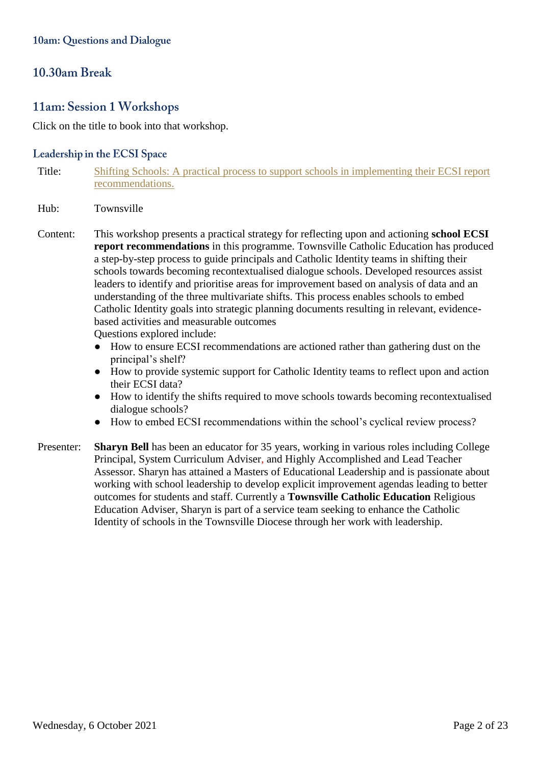### 10am: Questions and Dialogue

## 10.30am Break

## 11am: Session 1 Workshops

Click on the title to book into that workshop.

### Leadership in the ECSI Space

Title: Shifting Schools: A practical process to support schools in implementing their ECSI report recommendations.

Hub: Townsville

Content: This workshop presents a practical strategy for reflecting upon and actioning **school ECSI report recommendations** in this programme. Townsville Catholic Education has produced a step-by-step process to guide principals and Catholic Identity teams in shifting their schools towards becoming recontextualised dialogue schools. Developed resources assist leaders to identify and prioritise areas for improvement based on analysis of data and an understanding of the three multivariate shifts. This process enables schools to embed Catholic Identity goals into strategic planning documents resulting in relevant, evidence-based activities and measurable outcomes

Questions explored include:

- How to ensure ECSI recommendations are actioned rather than gathering dust on the principal's shelf?
- How to provide systemic support for Catholic Identity teams to reflect upon and action their ECSI data?
- How to identify the shifts required to move schools towards becoming recontextualised dialogue schools?
- How to embed ECSI recommendations within the school's cyclical review process?

Presenter: **Sharyn Bell** has been an educator for 35 years, working in various roles including College Principal, System Curriculum Adviser, and Highly Accomplished and Lead Teacher Assessor. Sharyn has attained a Masters of Educational Leadership and is passionate about working with school leadership to develop explicit improvement agendas leading to better outcomes for students and staff. Currently a **Townsville Catholic Education** Religious Education Adviser, Sharyn is part of a service team seeking to enhance the Catholic Identity of schools in the Townsville Diocese through her work with leadership.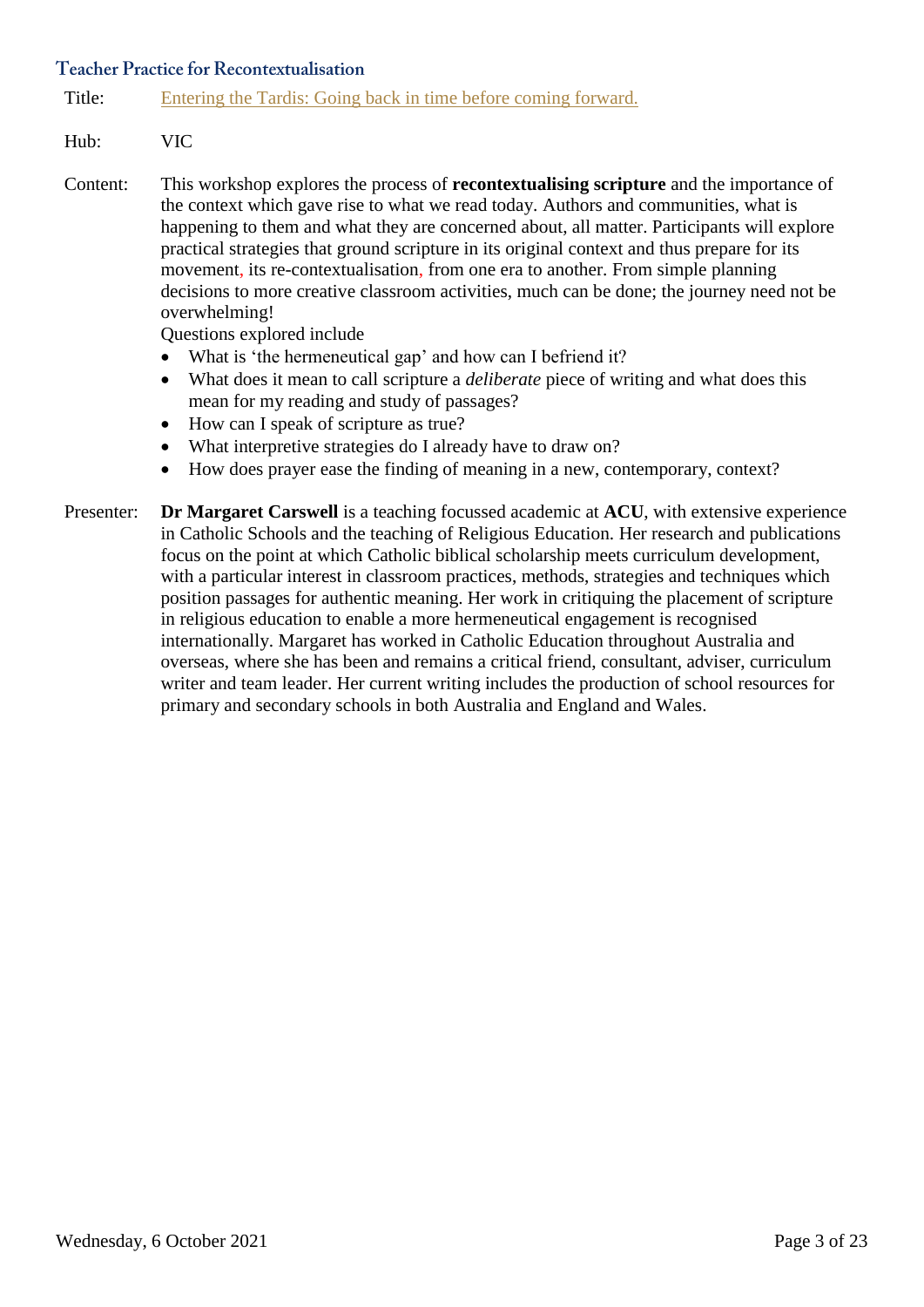## Teacher Practice for Recontextualisation

Title: Entering the Tardis: Going back in time before coming forward.

Hub: VIC

Content: This workshop explores the process of **recontextualising scripture** and the importance of the context which gave rise to what we read today. Authors and communities, what is happening to them and what they are concerned about, all matter. Participants will explore practical strategies that ground scripture in its original context and thus prepare for its movement, its re-contextualisation, from one era to another. From simple planning decisions to more creative classroom activities, much can be done; the journey need not be overwhelming!

Questions explored include

- What is 'the hermeneutical gap' and how can I befriend it?
- What does it mean to call scripture a *deliberate* piece of writing and what does this mean for my reading and study of passages?
- How can I speak of scripture as true?
- What interpretive strategies do I already have to draw on?
- How does prayer ease the finding of meaning in a new, contemporary, context?

Presenter: **Dr Margaret Carswell** is a teaching focussed academic at **ACU**, with extensive experience in Catholic Schools and the teaching of Religious Education. Her research and publications focus on the point at which Catholic biblical scholarship meets curriculum development, with a particular interest in classroom practices, methods, strategies and techniques which position passages for authentic meaning. Her work in critiquing the placement of scripture in religious education to enable a more hermeneutical engagement is recognised internationally. Margaret has worked in Catholic Education throughout Australia and overseas, where she has been and remains a critical friend, consultant, adviser, curriculum writer and team leader. Her current writing includes the production of school resources for primary and secondary schools in both Australia and England and Wales.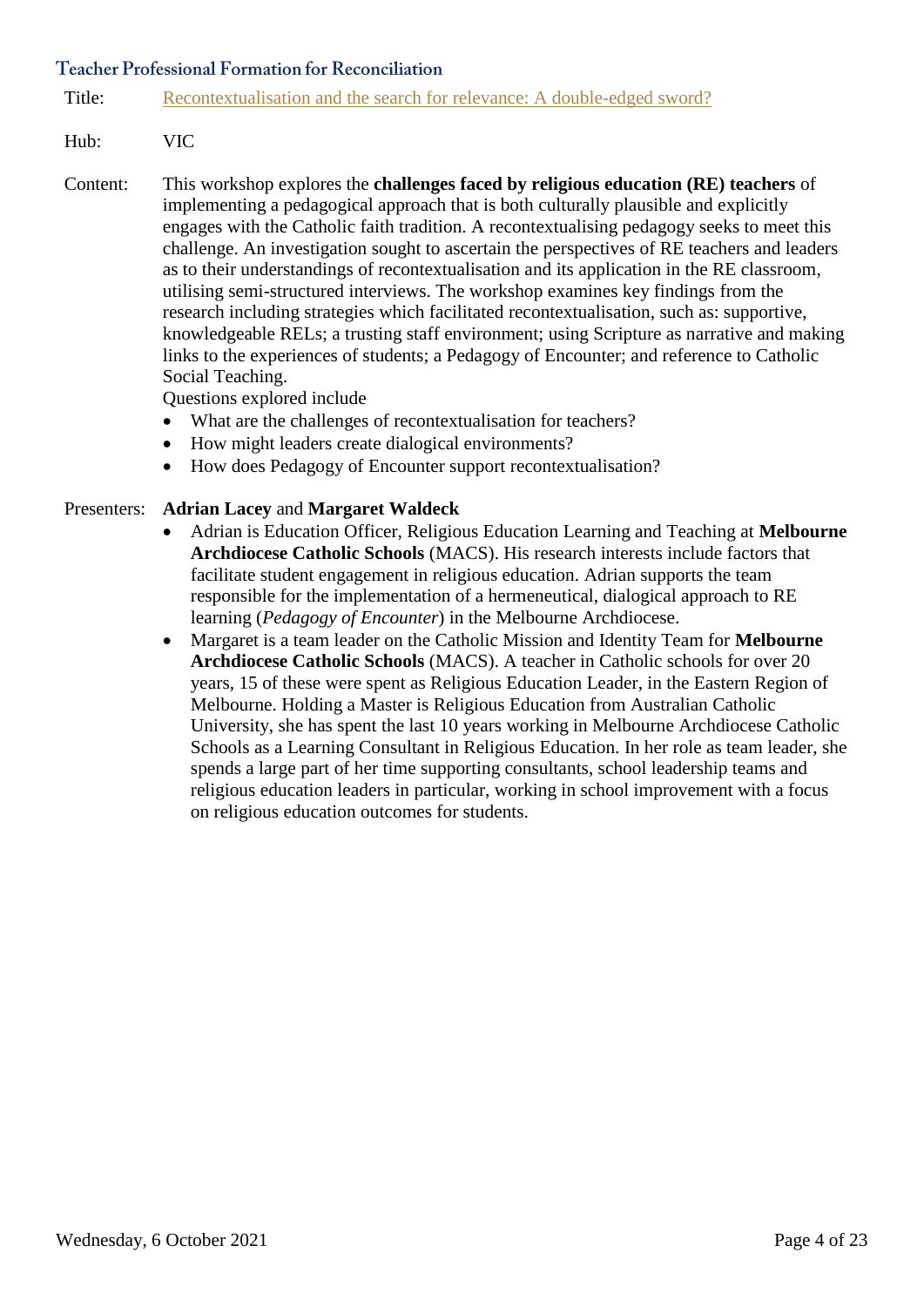## Teacher Professional Formation for Reconciliation

Title: Recontextualisation and the search for relevance: A double-edged sword?

Hub: VIC

Content: This workshop explores the **challenges faced by religious education (RE) teachers** of implementing a pedagogical approach that is both culturally plausible and explicitly engages with the Catholic faith tradition. A recontextualising pedagogy seeks to meet this challenge. An investigation sought to ascertain the perspectives of RE teachers and leaders as to their understandings of recontextualisation and its application in the RE classroom, utilising semi-structured interviews. The workshop examines key findings from the research including strategies which facilitated recontextualisation, such as: supportive, knowledgeable RELs; a trusting staff environment; using Scripture as narrative and making links to the experiences of students; a Pedagogy of Encounter; and reference to Catholic Social Teaching.

Questions explored include

- What are the challenges of recontextualisation for teachers?
- How might leaders create dialogical environments?
- How does Pedagogy of Encounter support recontextualisation?

Presenters: **Adrian Lacey** and **Margaret Waldeck**

- Adrian is Education Officer, Religious Education Learning and Teaching at **Melbourne Archdiocese Catholic Schools** (MACS). His research interests include factors that facilitate student engagement in religious education. Adrian supports the team responsible for the implementation of a hermeneutical, dialogical approach to RE learning (*Pedagogy of Encounter*) in the Melbourne Archdiocese.
- Margaret is a team leader on the Catholic Mission and Identity Team for **Melbourne Archdiocese Catholic Schools** (MACS). A teacher in Catholic schools for over 20 years, 15 of these were spent as Religious Education Leader, in the Eastern Region of Melbourne. Holding a Master is Religious Education from Australian Catholic University, she has spent the last 10 years working in Melbourne Archdiocese Catholic Schools as a Learning Consultant in Religious Education. In her role as team leader, she spends a large part of her time supporting consultants, school leadership teams and religious education leaders in particular, working in school improvement with a focus on religious education outcomes for students.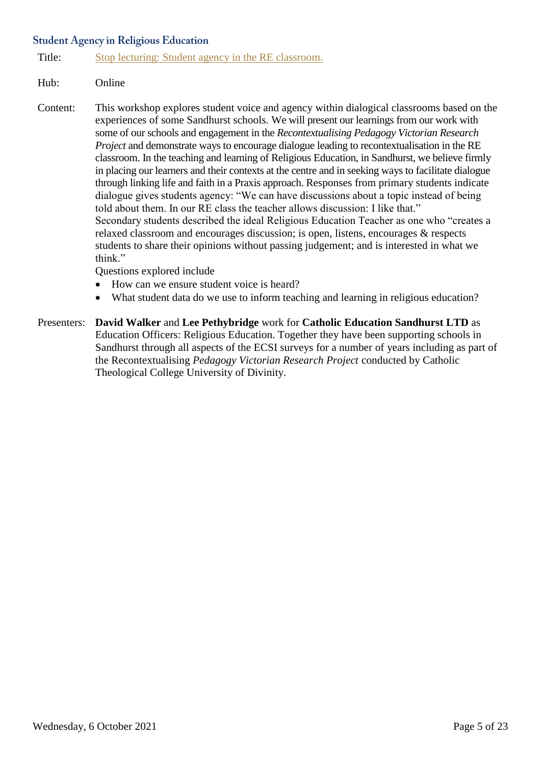## Student Agency in Religious Education

Title: Stop lecturing: Student agency in the RE classroom.

Hub: Online

Content: This workshop explores student voice and agency within dialogical classrooms based on the experiences of some Sandhurst schools. We will present our learnings from our work with some of our schools and engagement in the *Recontextualising Pedagogy Victorian Research Project* and demonstrate ways to encourage dialogue leading to recontextualisation in the RE classroom. In the teaching and learning of Religious Education, in Sandhurst, we believe firmly in placing our learners and their contexts at the centre and in seeking ways to facilitate dialogue through linking life and faith in a Praxis approach. Responses from primary students indicate dialogue gives students agency: "We can have discussions about a topic instead of being told about them. In our RE class the teacher allows discussion: I like that."
Secondary students described the ideal Religious Education Teacher as one who "creates a relaxed classroom and encourages discussion; is open, listens, encourages & respects students to share their opinions without passing judgement; and is interested in what we think."
Questions explored include

- How can we ensure student voice is heard?
- What student data do we use to inform teaching and learning in religious education?

Presenters: **David Walker** and **Lee Pethybridge** work for **Catholic Education Sandhurst LTD** as Education Officers: Religious Education. Together they have been supporting schools in Sandhurst through all aspects of the ECSI surveys for a number of years including as part of the Recontextualising *Pedagogy Victorian Research Project* conducted by Catholic Theological College University of Divinity.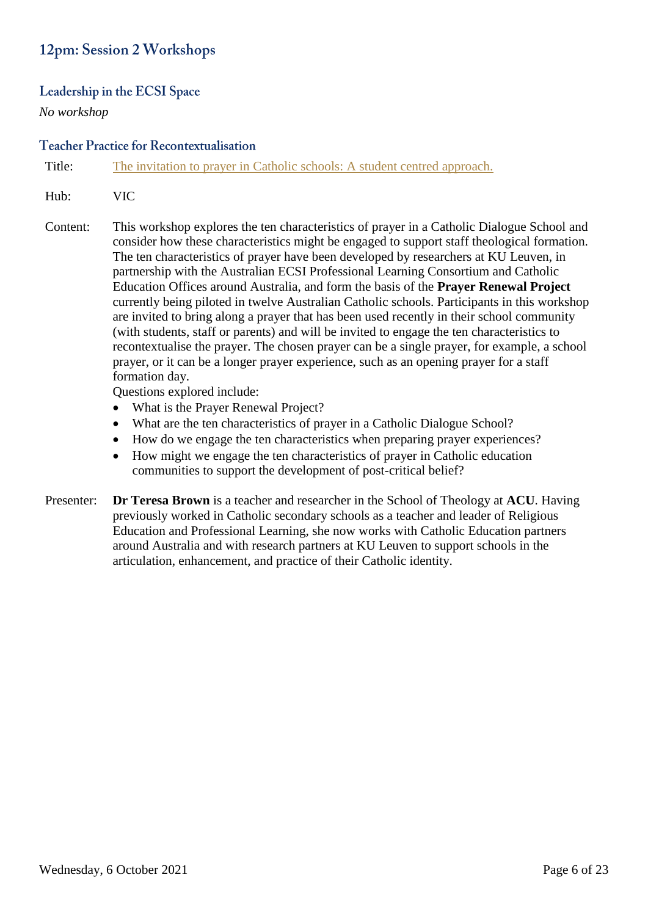## 12pm: Session 2 Workshops

### Leadership in the ECSI Space

*No workshop*

### Teacher Practice for Recontextualisation

**Title:** The invitation to prayer in Catholic schools: A student centred approach.

**Hub:** VIC

**Content:** This workshop explores the ten characteristics of prayer in a Catholic Dialogue School and consider how these characteristics might be engaged to support staff theological formation. The ten characteristics of prayer have been developed by researchers at KU Leuven, in partnership with the Australian ECSI Professional Learning Consortium and Catholic Education Offices around Australia, and form the basis of the **Prayer Renewal Project** currently being piloted in twelve Australian Catholic schools. Participants in this workshop are invited to bring along a prayer that has been used recently in their school community (with students, staff or parents) and will be invited to engage the ten characteristics to recontextualise the prayer. The chosen prayer can be a single prayer, for example, a school prayer, or it can be a longer prayer experience, such as an opening prayer for a staff formation day.

Questions explored include:

- What is the Prayer Renewal Project?
- What are the ten characteristics of prayer in a Catholic Dialogue School?
- How do we engage the ten characteristics when preparing prayer experiences?
- How might we engage the ten characteristics of prayer in Catholic education communities to support the development of post-critical belief?

**Presenter:** **Dr Teresa Brown** is a teacher and researcher in the School of Theology at **ACU**. Having previously worked in Catholic secondary schools as a teacher and leader of Religious Education and Professional Learning, she now works with Catholic Education partners around Australia and with research partners at KU Leuven to support schools in the articulation, enhancement, and practice of their Catholic identity.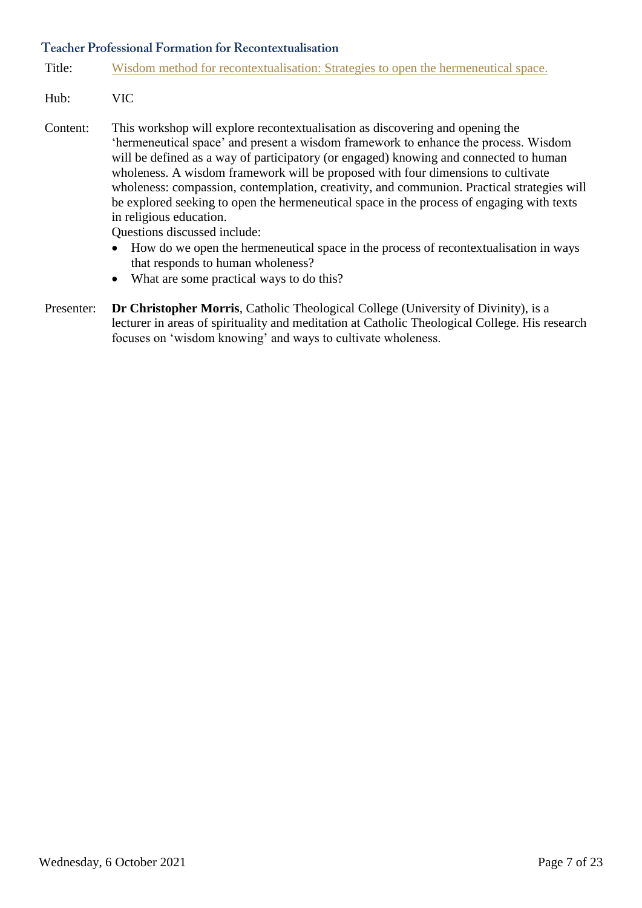## Teacher Professional Formation for Recontextualisation

Title: Wisdom method for recontextualisation: Strategies to open the hermeneutical space.

Hub: VIC

Content: This workshop will explore recontextualisation as discovering and opening the 'hermeneutical space' and present a wisdom framework to enhance the process. Wisdom will be defined as a way of participatory (or engaged) knowing and connected to human wholeness. A wisdom framework will be proposed with four dimensions to cultivate wholeness: compassion, contemplation, creativity, and communion. Practical strategies will be explored seeking to open the hermeneutical space in the process of engaging with texts in religious education.

Questions discussed include:

- How do we open the hermeneutical space in the process of recontextualisation in ways that responds to human wholeness?
- What are some practical ways to do this?

Presenter: **Dr Christopher Morris**, Catholic Theological College (University of Divinity), is a lecturer in areas of spirituality and meditation at Catholic Theological College. His research focuses on 'wisdom knowing' and ways to cultivate wholeness.

Wednesday, 6 October 2021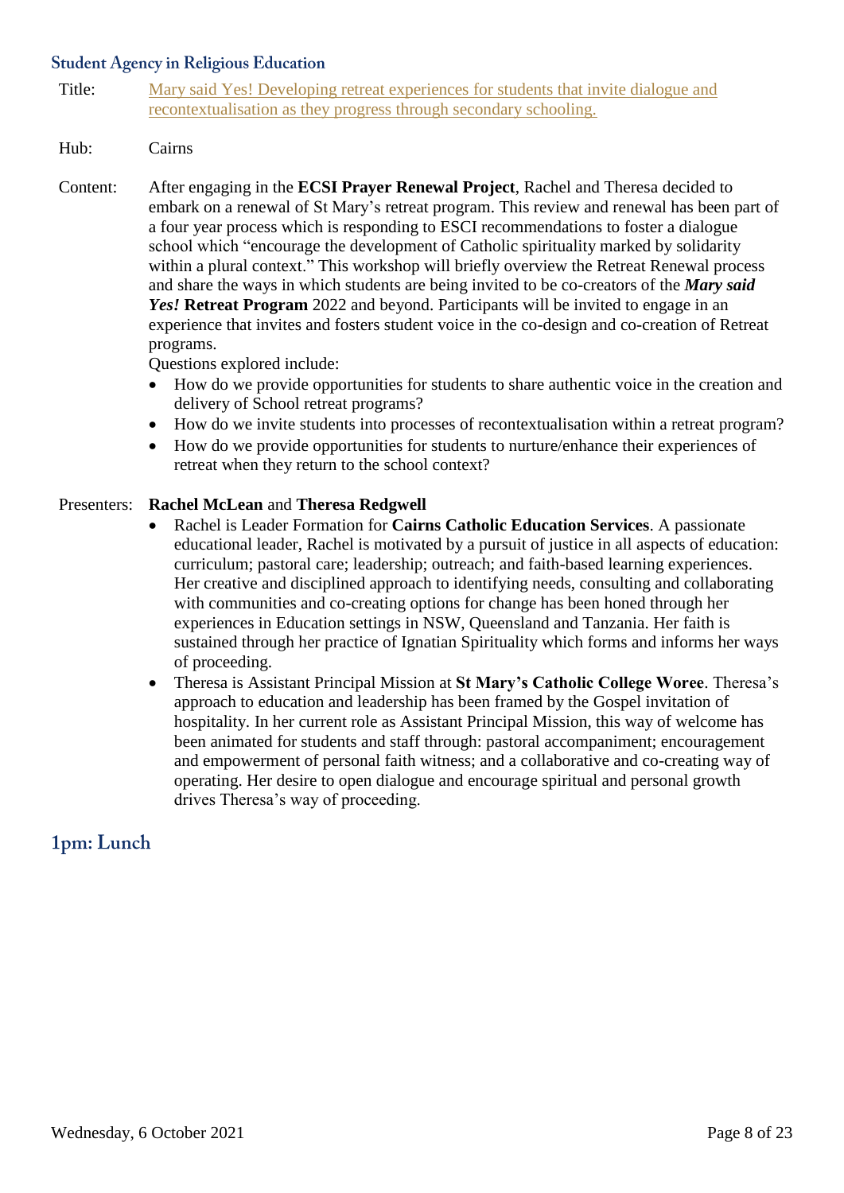### Student Agency in Religious Education

Title: Mary said Yes! Developing retreat experiences for students that invite dialogue and recontextualisation as they progress through secondary schooling.

Hub: Cairns

Content: After engaging in the **ECSI Prayer Renewal Project**, Rachel and Theresa decided to embark on a renewal of St Mary's retreat program. This review and renewal has been part of a four year process which is responding to ESCI recommendations to foster a dialogue school which "encourage the development of Catholic spirituality marked by solidarity within a plural context." This workshop will briefly overview the Retreat Renewal process and share the ways in which students are being invited to be co-creators of the ***Mary said Yes!* Retreat Program** 2022 and beyond. Participants will be invited to engage in an experience that invites and fosters student voice in the co-design and co-creation of Retreat programs.

Questions explored include:

- How do we provide opportunities for students to share authentic voice in the creation and delivery of School retreat programs?
- How do we invite students into processes of recontextualisation within a retreat program?
- How do we provide opportunities for students to nurture/enhance their experiences of retreat when they return to the school context?

Presenters: **Rachel McLean** and **Theresa Redgwell**

- Rachel is Leader Formation for **Cairns Catholic Education Services**. A passionate educational leader, Rachel is motivated by a pursuit of justice in all aspects of education: curriculum; pastoral care; leadership; outreach; and faith-based learning experiences. Her creative and disciplined approach to identifying needs, consulting and collaborating with communities and co-creating options for change has been honed through her experiences in Education settings in NSW, Queensland and Tanzania. Her faith is sustained through her practice of Ignatian Spirituality which forms and informs her ways of proceeding.
- Theresa is Assistant Principal Mission at **St Mary's Catholic College Woree**. Theresa's approach to education and leadership has been framed by the Gospel invitation of hospitality. In her current role as Assistant Principal Mission, this way of welcome has been animated for students and staff through: pastoral accompaniment; encouragement and empowerment of personal faith witness; and a collaborative and co-creating way of operating. Her desire to open dialogue and encourage spiritual and personal growth drives Theresa's way of proceeding.

## 1pm: Lunch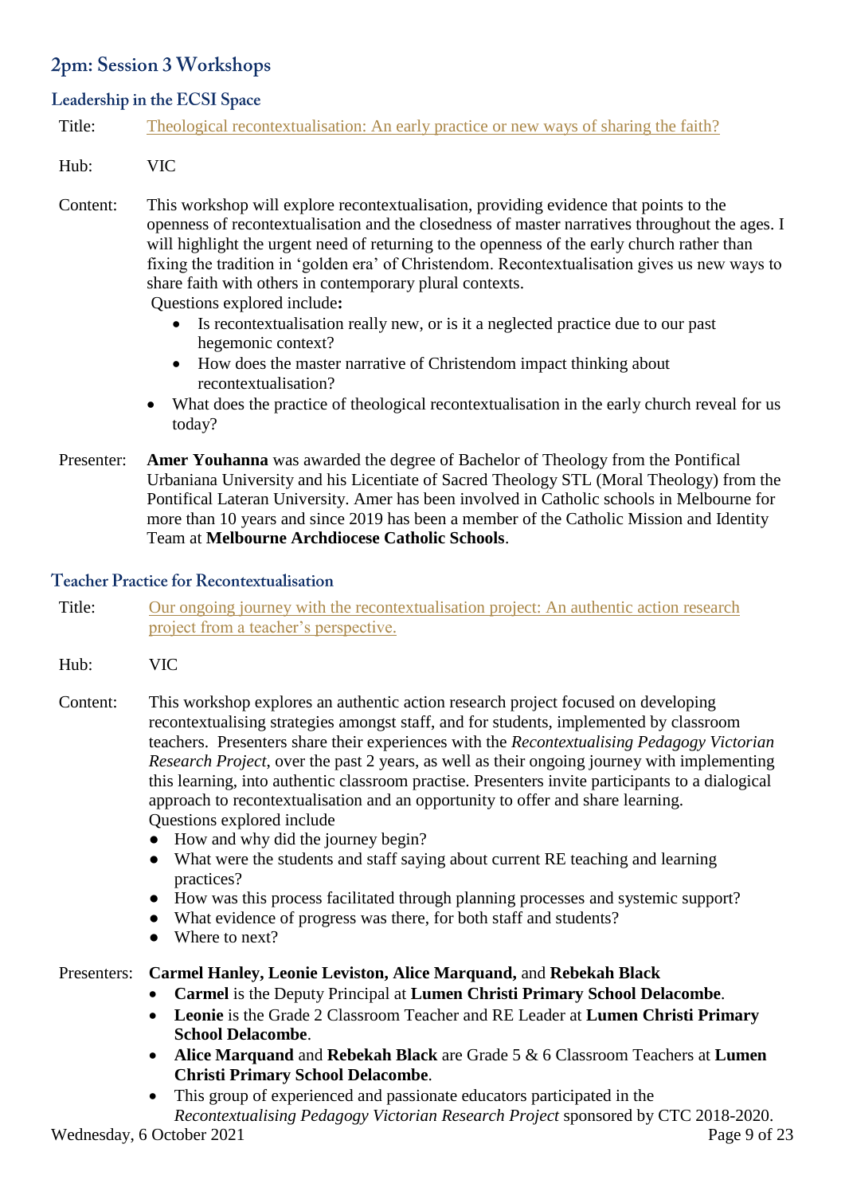## 2pm: Session 3 Workshops

### Leadership in the ECSI Space

**Title:** Theological recontextualisation: An early practice or new ways of sharing the faith?

**Hub:** VIC

**Content:** This workshop will explore recontextualisation, providing evidence that points to the openness of recontextualisation and the closedness of master narratives throughout the ages. I will highlight the urgent need of returning to the openness of the early church rather than fixing the tradition in 'golden era' of Christendom. Recontextualisation gives us new ways to share faith with others in contemporary plural contexts.

Questions explored include**:**

- Is recontextualisation really new, or is it a neglected practice due to our past hegemonic context?
- How does the master narrative of Christendom impact thinking about recontextualisation?
- What does the practice of theological recontextualisation in the early church reveal for us today?

**Presenter:** **Amer Youhanna** was awarded the degree of Bachelor of Theology from the Pontifical Urbaniana University and his Licentiate of Sacred Theology STL (Moral Theology) from the Pontifical Lateran University. Amer has been involved in Catholic schools in Melbourne for more than 10 years and since 2019 has been a member of the Catholic Mission and Identity Team at **Melbourne Archdiocese Catholic Schools**.

### Teacher Practice for Recontextualisation

**Title:** Our ongoing journey with the recontextualisation project: An authentic action research project from a teacher's perspective.

**Hub:** VIC

**Content:** This workshop explores an authentic action research project focused on developing recontextualising strategies amongst staff, and for students, implemented by classroom teachers. Presenters share their experiences with the *Recontextualising Pedagogy Victorian Research Project*, over the past 2 years, as well as their ongoing journey with implementing this learning, into authentic classroom practise. Presenters invite participants to a dialogical approach to recontextualisation and an opportunity to offer and share learning.

Questions explored include

- How and why did the journey begin?
- What were the students and staff saying about current RE teaching and learning practices?
- How was this process facilitated through planning processes and systemic support?
- What evidence of progress was there, for both staff and students?
- Where to next?

**Presenters:** **Carmel Hanley, Leonie Leviston, Alice Marquand,** and **Rebekah Black**

- **Carmel** is the Deputy Principal at **Lumen Christi Primary School Delacombe**.
- **Leonie** is the Grade 2 Classroom Teacher and RE Leader at **Lumen Christi Primary School Delacombe**.
- **Alice Marquand** and **Rebekah Black** are Grade 5 & 6 Classroom Teachers at **Lumen Christi Primary School Delacombe**.
- This group of experienced and passionate educators participated in the *Recontextualising Pedagogy Victorian Research Project* sponsored by CTC 2018-2020.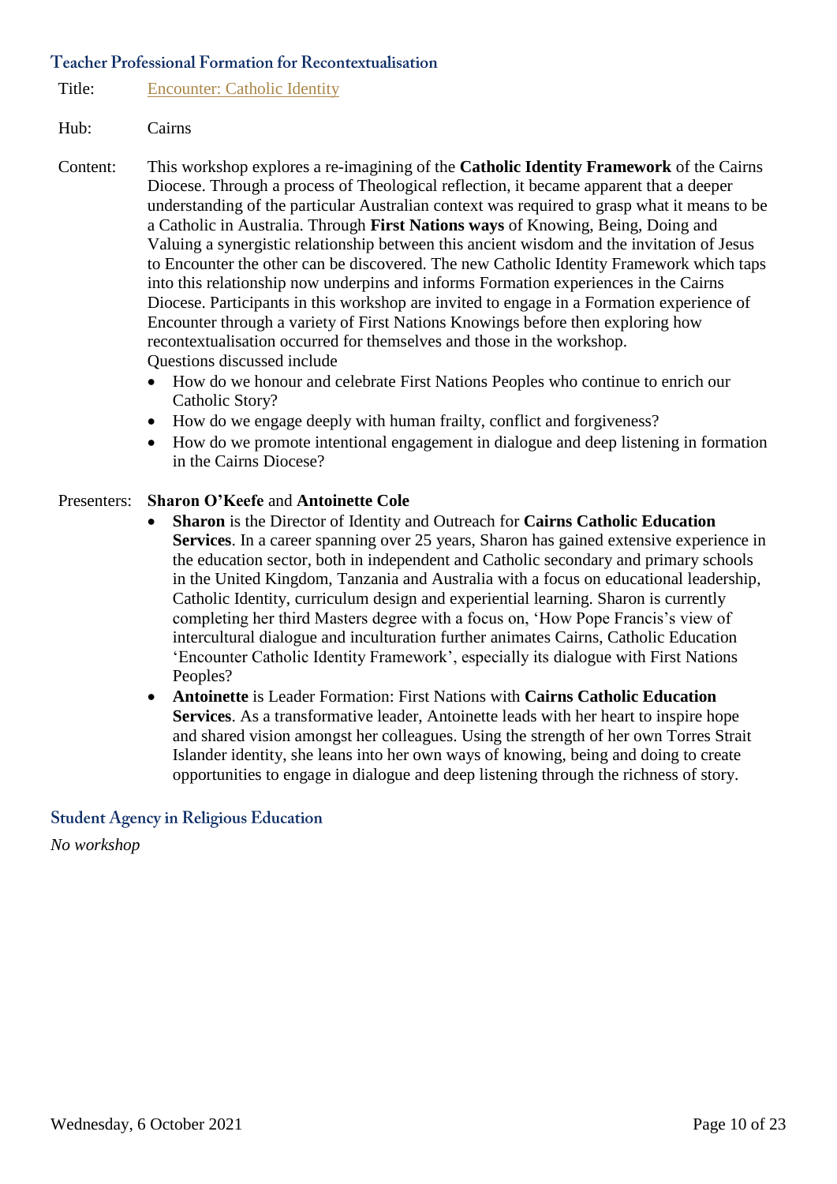## Teacher Professional Formation for Recontextualisation

Title: Encounter: Catholic Identity

Hub: Cairns

Content: This workshop explores a re-imagining of the **Catholic Identity Framework** of the Cairns Diocese. Through a process of Theological reflection, it became apparent that a deeper understanding of the particular Australian context was required to grasp what it means to be a Catholic in Australia. Through **First Nations ways** of Knowing, Being, Doing and Valuing a synergistic relationship between this ancient wisdom and the invitation of Jesus to Encounter the other can be discovered. The new Catholic Identity Framework which taps into this relationship now underpins and informs Formation experiences in the Cairns Diocese. Participants in this workshop are invited to engage in a Formation experience of Encounter through a variety of First Nations Knowings before then exploring how recontextualisation occurred for themselves and those in the workshop.

Questions discussed include

- How do we honour and celebrate First Nations Peoples who continue to enrich our Catholic Story?
- How do we engage deeply with human frailty, conflict and forgiveness?
- How do we promote intentional engagement in dialogue and deep listening in formation in the Cairns Diocese?

Presenters: **Sharon O'Keefe** and **Antoinette Cole**

- **Sharon** is the Director of Identity and Outreach for **Cairns Catholic Education Services**. In a career spanning over 25 years, Sharon has gained extensive experience in the education sector, both in independent and Catholic secondary and primary schools in the United Kingdom, Tanzania and Australia with a focus on educational leadership, Catholic Identity, curriculum design and experiential learning. Sharon is currently completing her third Masters degree with a focus on, 'How Pope Francis's view of intercultural dialogue and inculturation further animates Cairns, Catholic Education 'Encounter Catholic Identity Framework', especially its dialogue with First Nations Peoples?
- **Antoinette** is Leader Formation: First Nations with **Cairns Catholic Education Services**. As a transformative leader, Antoinette leads with her heart to inspire hope and shared vision amongst her colleagues. Using the strength of her own Torres Strait Islander identity, she leans into her own ways of knowing, being and doing to create opportunities to engage in dialogue and deep listening through the richness of story.

## Student Agency in Religious Education

*No workshop*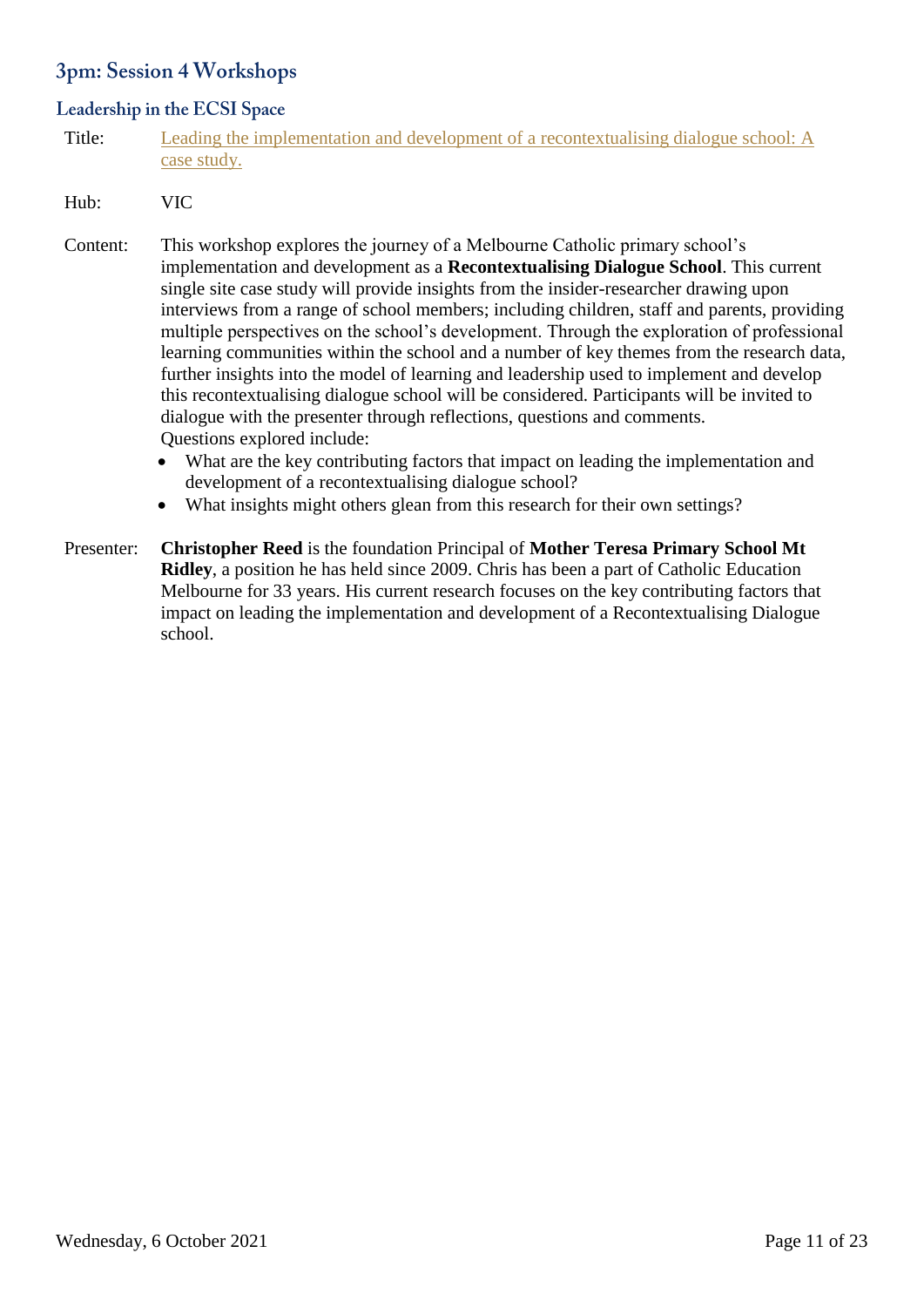## 3pm: Session 4 Workshops

### Leadership in the ECSI Space

Title: Leading the implementation and development of a recontextualising dialogue school: A case study.

Hub: VIC

Content: This workshop explores the journey of a Melbourne Catholic primary school's implementation and development as a **Recontextualising Dialogue School**. This current single site case study will provide insights from the insider-researcher drawing upon interviews from a range of school members; including children, staff and parents, providing multiple perspectives on the school's development. Through the exploration of professional learning communities within the school and a number of key themes from the research data, further insights into the model of learning and leadership used to implement and develop this recontextualising dialogue school will be considered. Participants will be invited to dialogue with the presenter through reflections, questions and comments.
Questions explored include:

- What are the key contributing factors that impact on leading the implementation and development of a recontextualising dialogue school?
- What insights might others glean from this research for their own settings?

Presenter: **Christopher Reed** is the foundation Principal of **Mother Teresa Primary School Mt Ridley**, a position he has held since 2009. Chris has been a part of Catholic Education Melbourne for 33 years. His current research focuses on the key contributing factors that impact on leading the implementation and development of a Recontextualising Dialogue school.

Wednesday, 6 October 2021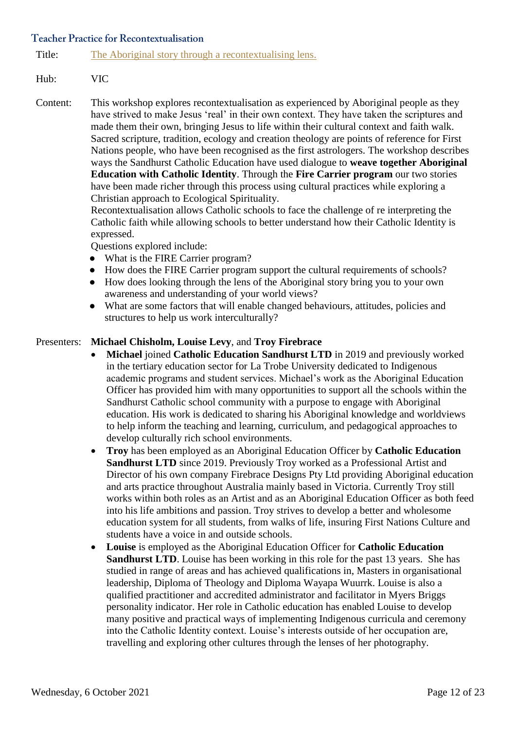## Teacher Practice for Recontextualisation

**Title:** The Aboriginal story through a recontextualising lens.

**Hub:** VIC

**Content:** This workshop explores recontextualisation as experienced by Aboriginal people as they have strived to make Jesus 'real' in their own context. They have taken the scriptures and made them their own, bringing Jesus to life within their cultural context and faith walk. Sacred scripture, tradition, ecology and creation theology are points of reference for First Nations people, who have been recognised as the first astrologers. The workshop describes ways the Sandhurst Catholic Education have used dialogue to **weave together Aboriginal Education with Catholic Identity**. Through the **Fire Carrier program** our two stories have been made richer through this process using cultural practices while exploring a Christian approach to Ecological Spirituality.

Recontextualisation allows Catholic schools to face the challenge of re interpreting the Catholic faith while allowing schools to better understand how their Catholic Identity is expressed.

Questions explored include:

- What is the FIRE Carrier program?
- How does the FIRE Carrier program support the cultural requirements of schools?
- How does looking through the lens of the Aboriginal story bring you to your own awareness and understanding of your world views?
- What are some factors that will enable changed behaviours, attitudes, policies and structures to help us work interculturally?

**Presenters:** **Michael Chisholm, Louise Levy**, and **Troy Firebrace**

- **Michael** joined **Catholic Education Sandhurst LTD** in 2019 and previously worked in the tertiary education sector for La Trobe University dedicated to Indigenous academic programs and student services. Michael's work as the Aboriginal Education Officer has provided him with many opportunities to support all the schools within the Sandhurst Catholic school community with a purpose to engage with Aboriginal education. His work is dedicated to sharing his Aboriginal knowledge and worldviews to help inform the teaching and learning, curriculum, and pedagogical approaches to develop culturally rich school environments.
- **Troy** has been employed as an Aboriginal Education Officer by **Catholic Education Sandhurst LTD** since 2019. Previously Troy worked as a Professional Artist and Director of his own company Firebrace Designs Pty Ltd providing Aboriginal education and arts practice throughout Australia mainly based in Victoria. Currently Troy still works within both roles as an Artist and as an Aboriginal Education Officer as both feed into his life ambitions and passion. Troy strives to develop a better and wholesome education system for all students, from walks of life, insuring First Nations Culture and students have a voice in and outside schools.
- **Louise** is employed as the Aboriginal Education Officer for **Catholic Education Sandhurst LTD**. Louise has been working in this role for the past 13 years. She has studied in range of areas and has achieved qualifications in, Masters in organisational leadership, Diploma of Theology and Diploma Wayapa Wuurrk. Louise is also a qualified practitioner and accredited administrator and facilitator in Myers Briggs personality indicator. Her role in Catholic education has enabled Louise to develop many positive and practical ways of implementing Indigenous curricula and ceremony into the Catholic Identity context. Louise's interests outside of her occupation are, travelling and exploring other cultures through the lenses of her photography.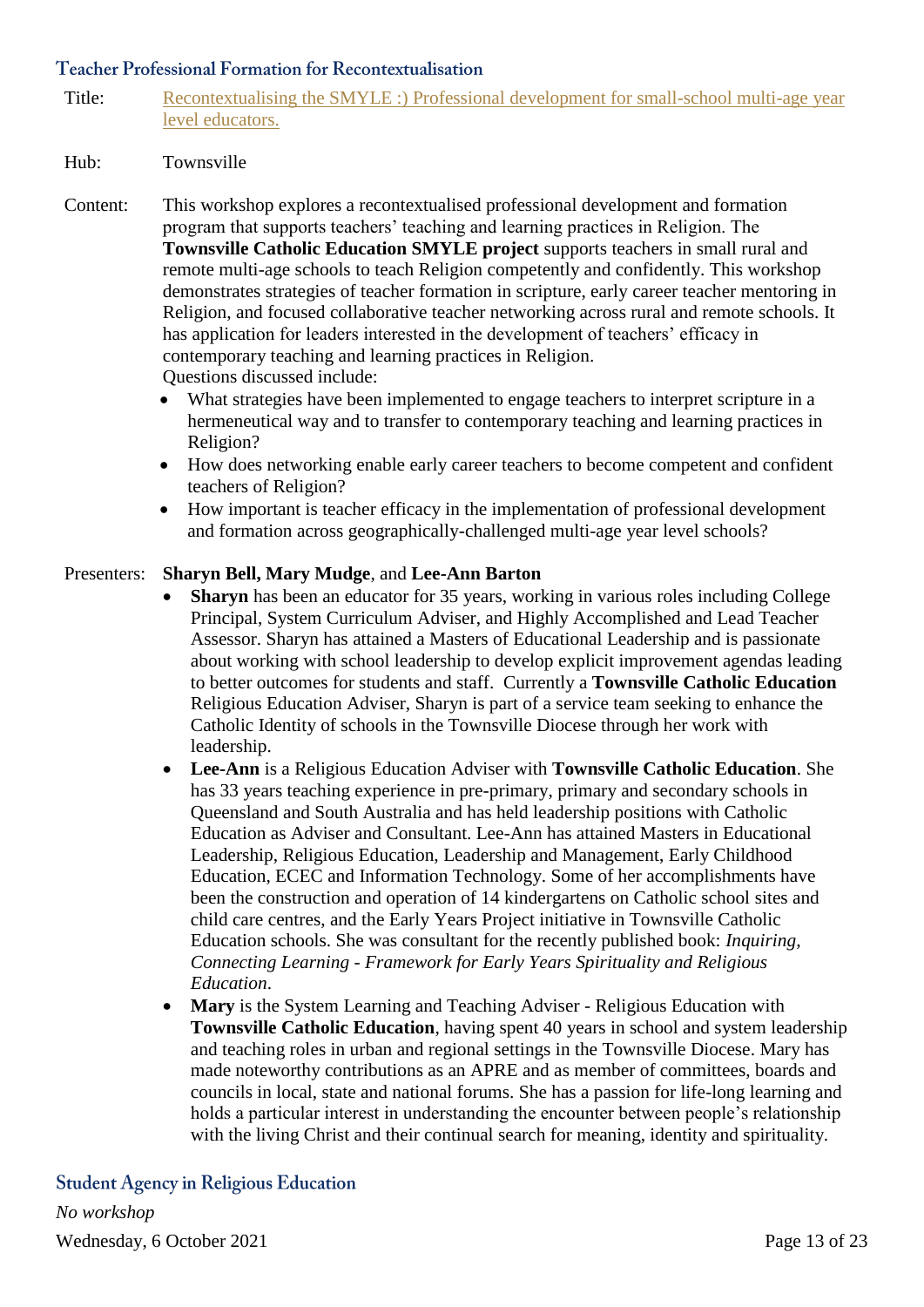## Teacher Professional Formation for Recontextualisation

Title: Recontextualising the SMYLE :) Professional development for small-school multi-age year level educators.

Hub: Townsville

Content: This workshop explores a recontextualised professional development and formation program that supports teachers' teaching and learning practices in Religion. The **Townsville Catholic Education SMYLE project** supports teachers in small rural and remote multi-age schools to teach Religion competently and confidently. This workshop demonstrates strategies of teacher formation in scripture, early career teacher mentoring in Religion, and focused collaborative teacher networking across rural and remote schools. It has application for leaders interested in the development of teachers' efficacy in contemporary teaching and learning practices in Religion.

Questions discussed include:

- What strategies have been implemented to engage teachers to interpret scripture in a hermeneutical way and to transfer to contemporary teaching and learning practices in Religion?
- How does networking enable early career teachers to become competent and confident teachers of Religion?
- How important is teacher efficacy in the implementation of professional development and formation across geographically-challenged multi-age year level schools?

Presenters: **Sharyn Bell, Mary Mudge**, and **Lee-Ann Barton**

- **Sharyn** has been an educator for 35 years, working in various roles including College Principal, System Curriculum Adviser, and Highly Accomplished and Lead Teacher Assessor. Sharyn has attained a Masters of Educational Leadership and is passionate about working with school leadership to develop explicit improvement agendas leading to better outcomes for students and staff. Currently a **Townsville Catholic Education** Religious Education Adviser, Sharyn is part of a service team seeking to enhance the Catholic Identity of schools in the Townsville Diocese through her work with leadership.
- **Lee-Ann** is a Religious Education Adviser with **Townsville Catholic Education**. She has 33 years teaching experience in pre-primary, primary and secondary schools in Queensland and South Australia and has held leadership positions with Catholic Education as Adviser and Consultant. Lee-Ann has attained Masters in Educational Leadership, Religious Education, Leadership and Management, Early Childhood Education, ECEC and Information Technology. Some of her accomplishments have been the construction and operation of 14 kindergartens on Catholic school sites and child care centres, and the Early Years Project initiative in Townsville Catholic Education schools. She was consultant for the recently published book: *Inquiring, Connecting Learning - Framework for Early Years Spirituality and Religious Education*.
- **Mary** is the System Learning and Teaching Adviser - Religious Education with **Townsville Catholic Education**, having spent 40 years in school and system leadership and teaching roles in urban and regional settings in the Townsville Diocese. Mary has made noteworthy contributions as an APRE and as member of committees, boards and councils in local, state and national forums. She has a passion for life-long learning and holds a particular interest in understanding the encounter between people's relationship with the living Christ and their continual search for meaning, identity and spirituality.

## Student Agency in Religious Education

*No workshop*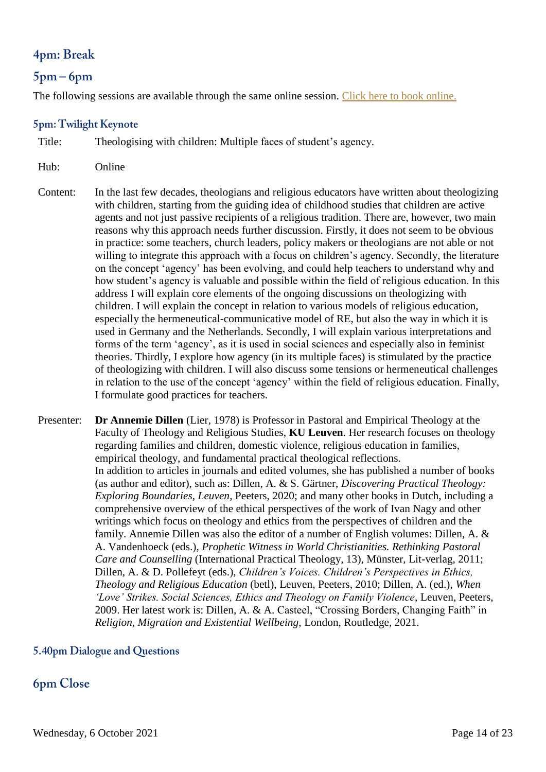## 4pm: Break

## 5pm – 6pm

The following sessions are available through the same online session. [Click here to book online.]()

### 5pm: Twilight Keynote

| | |
|---|---|
| Title: | Theologising with children: Multiple faces of student's agency. |
| Hub: | Online |
| Content: | In the last few decades, theologians and religious educators have written about theologizing with children, starting from the guiding idea of childhood studies that children are active agents and not just passive recipients of a religious tradition. There are, however, two main reasons why this approach needs further discussion. Firstly, it does not seem to be obvious in practice: some teachers, church leaders, policy makers or theologians are not able or not willing to integrate this approach with a focus on children's agency. Secondly, the literature on the concept 'agency' has been evolving, and could help teachers to understand why and how student's agency is valuable and possible within the field of religious education. In this address I will explain core elements of the ongoing discussions on theologizing with children. I will explain the concept in relation to various models of religious education, especially the hermeneutical-communicative model of RE, but also the way in which it is used in Germany and the Netherlands. Secondly, I will explain various interpretations and forms of the term 'agency', as it is used in social sciences and especially also in feminist theories. Thirdly, I explore how agency (in its multiple faces) is stimulated by the practice of theologizing with children. I will also discuss some tensions or hermeneutical challenges in relation to the use of the concept 'agency' within the field of religious education. Finally, I formulate good practices for teachers. |
| Presenter: | **Dr Annemie Dillen** (Lier, 1978) is Professor in Pastoral and Empirical Theology at the Faculty of Theology and Religious Studies, **KU Leuven**. Her research focuses on theology regarding families and children, domestic violence, religious education in families, empirical theology, and fundamental practical theological reflections.<br>In addition to articles in journals and edited volumes, she has published a number of books (as author and editor), such as: Dillen, A. & S. Gärtner, *Discovering Practical Theology: Exploring Boundaries*, *Leuven*, Peeters, 2020; and many other books in Dutch, including a comprehensive overview of the ethical perspectives of the work of Ivan Nagy and other writings which focus on theology and ethics from the perspectives of children and the family. Annemie Dillen was also the editor of a number of English volumes: Dillen, A. & A. Vandenhoeck (eds.), *Prophetic Witness in World Christianities. Rethinking Pastoral Care and Counselling* (International Practical Theology, 13), Münster, Lit-verlag, 2011; Dillen, A. & D. Pollefeyt (eds.), *Children's Voices. Children's Perspectives in Ethics, Theology and Religious Education* (betl), Leuven, Peeters, 2010; Dillen, A. (ed.), *When 'Love' Strikes. Social Sciences, Ethics and Theology on Family Violence*, Leuven, Peeters, 2009. Her latest work is: Dillen, A. & A. Casteel, "Crossing Borders, Changing Faith" in *Religion, Migration and Existential Wellbeing*, London, Routledge, 2021. |

### 5.40pm Dialogue and Questions

## 6pm Close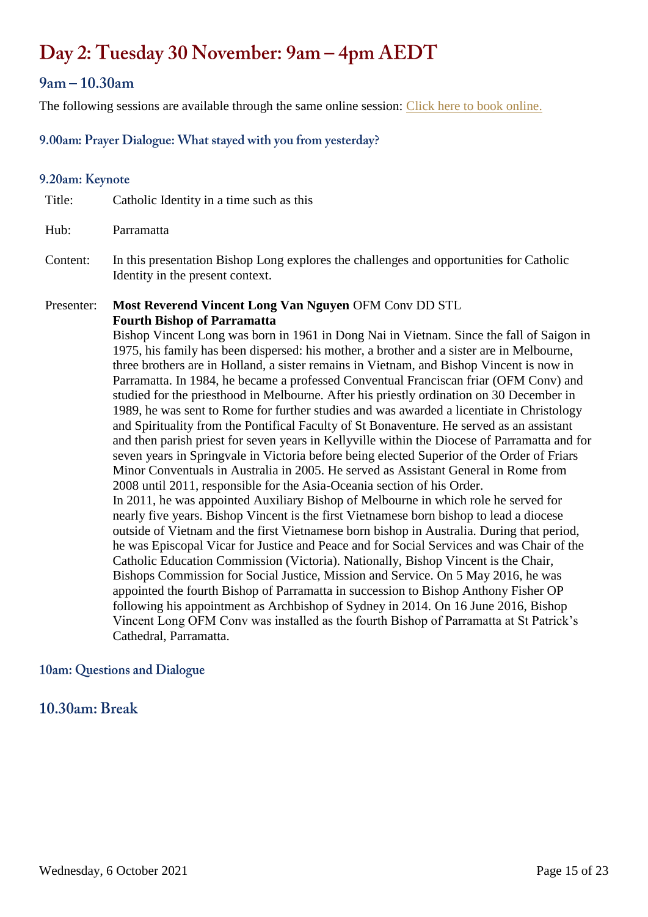# Day 2: Tuesday 30 November: 9am – 4pm AEDT

## 9am – 10.30am

The following sessions are available through the same online session: Click here to book online.

### 9.00am: Prayer Dialogue: What stayed with you from yesterday?

### 9.20am: Keynote

| | |
|---|---|
| Title: | Catholic Identity in a time such as this |
| Hub: | Parramatta |
| Content: | In this presentation Bishop Long explores the challenges and opportunities for Catholic Identity in the present context. |
| Presenter: | **Most Reverend Vincent Long Van Nguyen** OFM Conv DD STL **Fourth Bishop of Parramatta** Bishop Vincent Long was born in 1961 in Dong Nai in Vietnam. Since the fall of Saigon in 1975, his family has been dispersed: his mother, a brother and a sister are in Melbourne, three brothers are in Holland, a sister remains in Vietnam, and Bishop Vincent is now in Parramatta. In 1984, he became a professed Conventual Franciscan friar (OFM Conv) and studied for the priesthood in Melbourne. After his priestly ordination on 30 December in 1989, he was sent to Rome for further studies and was awarded a licentiate in Christology and Spirituality from the Pontifical Faculty of St Bonaventure. He served as an assistant and then parish priest for seven years in Kellyville within the Diocese of Parramatta and for seven years in Springvale in Victoria before being elected Superior of the Order of Friars Minor Conventuals in Australia in 2005. He served as Assistant General in Rome from 2008 until 2011, responsible for the Asia-Oceania section of his Order. In 2011, he was appointed Auxiliary Bishop of Melbourne in which role he served for nearly five years. Bishop Vincent is the first Vietnamese born bishop to lead a diocese outside of Vietnam and the first Vietnamese born bishop in Australia. During that period, he was Episcopal Vicar for Justice and Peace and for Social Services and was Chair of the Catholic Education Commission (Victoria). Nationally, Bishop Vincent is the Chair, Bishops Commission for Social Justice, Mission and Service. On 5 May 2016, he was appointed the fourth Bishop of Parramatta in succession to Bishop Anthony Fisher OP following his appointment as Archbishop of Sydney in 2014. On 16 June 2016, Bishop Vincent Long OFM Conv was installed as the fourth Bishop of Parramatta at St Patrick's Cathedral, Parramatta. |

### 10am: Questions and Dialogue

## 10.30am: Break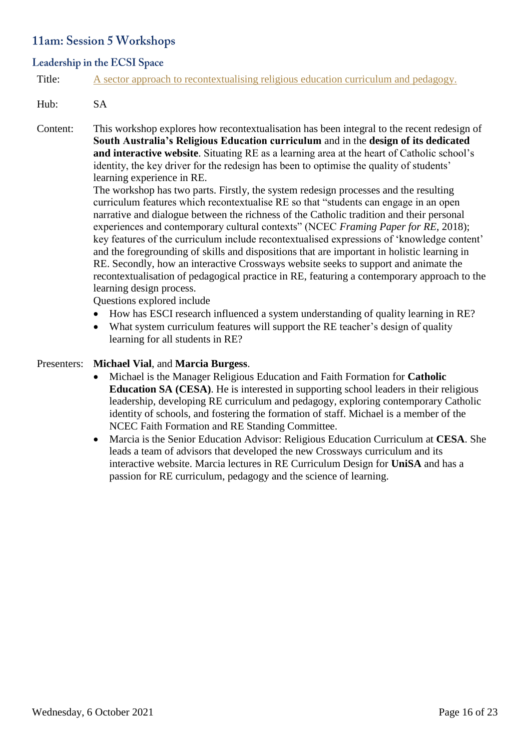## 11am: Session 5 Workshops

### Leadership in the ECSI Space

Title: A sector approach to recontextualising religious education curriculum and pedagogy.

Hub: SA

Content: This workshop explores how recontextualisation has been integral to the recent redesign of **South Australia's Religious Education curriculum** and in the **design of its dedicated and interactive website**. Situating RE as a learning area at the heart of Catholic school's identity, the key driver for the redesign has been to optimise the quality of students' learning experience in RE.

The workshop has two parts. Firstly, the system redesign processes and the resulting curriculum features which recontextualise RE so that "students can engage in an open narrative and dialogue between the richness of the Catholic tradition and their personal experiences and contemporary cultural contexts" (NCEC *Framing Paper for RE*, 2018); key features of the curriculum include recontextualised expressions of 'knowledge content' and the foregrounding of skills and dispositions that are important in holistic learning in RE. Secondly, how an interactive Crossways website seeks to support and animate the recontextualisation of pedagogical practice in RE, featuring a contemporary approach to the learning design process.

Questions explored include

- How has ESCI research influenced a system understanding of quality learning in RE?
- What system curriculum features will support the RE teacher's design of quality learning for all students in RE?

Presenters: **Michael Vial**, and **Marcia Burgess**.

- Michael is the Manager Religious Education and Faith Formation for **Catholic Education SA (CESA)**. He is interested in supporting school leaders in their religious leadership, developing RE curriculum and pedagogy, exploring contemporary Catholic identity of schools, and fostering the formation of staff. Michael is a member of the NCEC Faith Formation and RE Standing Committee.
- Marcia is the Senior Education Advisor: Religious Education Curriculum at **CESA**. She leads a team of advisors that developed the new Crossways curriculum and its interactive website. Marcia lectures in RE Curriculum Design for **UniSA** and has a passion for RE curriculum, pedagogy and the science of learning.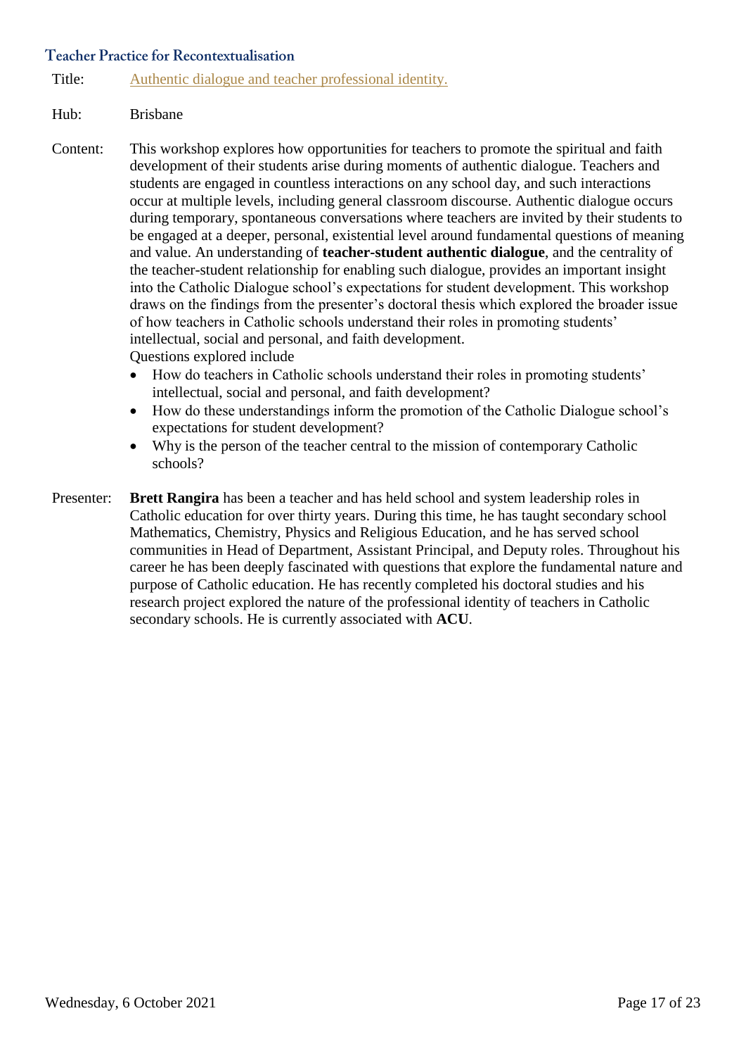## Teacher Practice for Recontextualisation

Title: Authentic dialogue and teacher professional identity.

Hub: Brisbane

Content: This workshop explores how opportunities for teachers to promote the spiritual and faith development of their students arise during moments of authentic dialogue. Teachers and students are engaged in countless interactions on any school day, and such interactions occur at multiple levels, including general classroom discourse. Authentic dialogue occurs during temporary, spontaneous conversations where teachers are invited by their students to be engaged at a deeper, personal, existential level around fundamental questions of meaning and value. An understanding of **teacher-student authentic dialogue**, and the centrality of the teacher-student relationship for enabling such dialogue, provides an important insight into the Catholic Dialogue school's expectations for student development. This workshop draws on the findings from the presenter's doctoral thesis which explored the broader issue of how teachers in Catholic schools understand their roles in promoting students' intellectual, social and personal, and faith development.

Questions explored include

- How do teachers in Catholic schools understand their roles in promoting students' intellectual, social and personal, and faith development?
- How do these understandings inform the promotion of the Catholic Dialogue school's expectations for student development?
- Why is the person of the teacher central to the mission of contemporary Catholic schools?

Presenter: **Brett Rangira** has been a teacher and has held school and system leadership roles in Catholic education for over thirty years. During this time, he has taught secondary school Mathematics, Chemistry, Physics and Religious Education, and he has served school communities in Head of Department, Assistant Principal, and Deputy roles. Throughout his career he has been deeply fascinated with questions that explore the fundamental nature and purpose of Catholic education. He has recently completed his doctoral studies and his research project explored the nature of the professional identity of teachers in Catholic secondary schools. He is currently associated with **ACU**.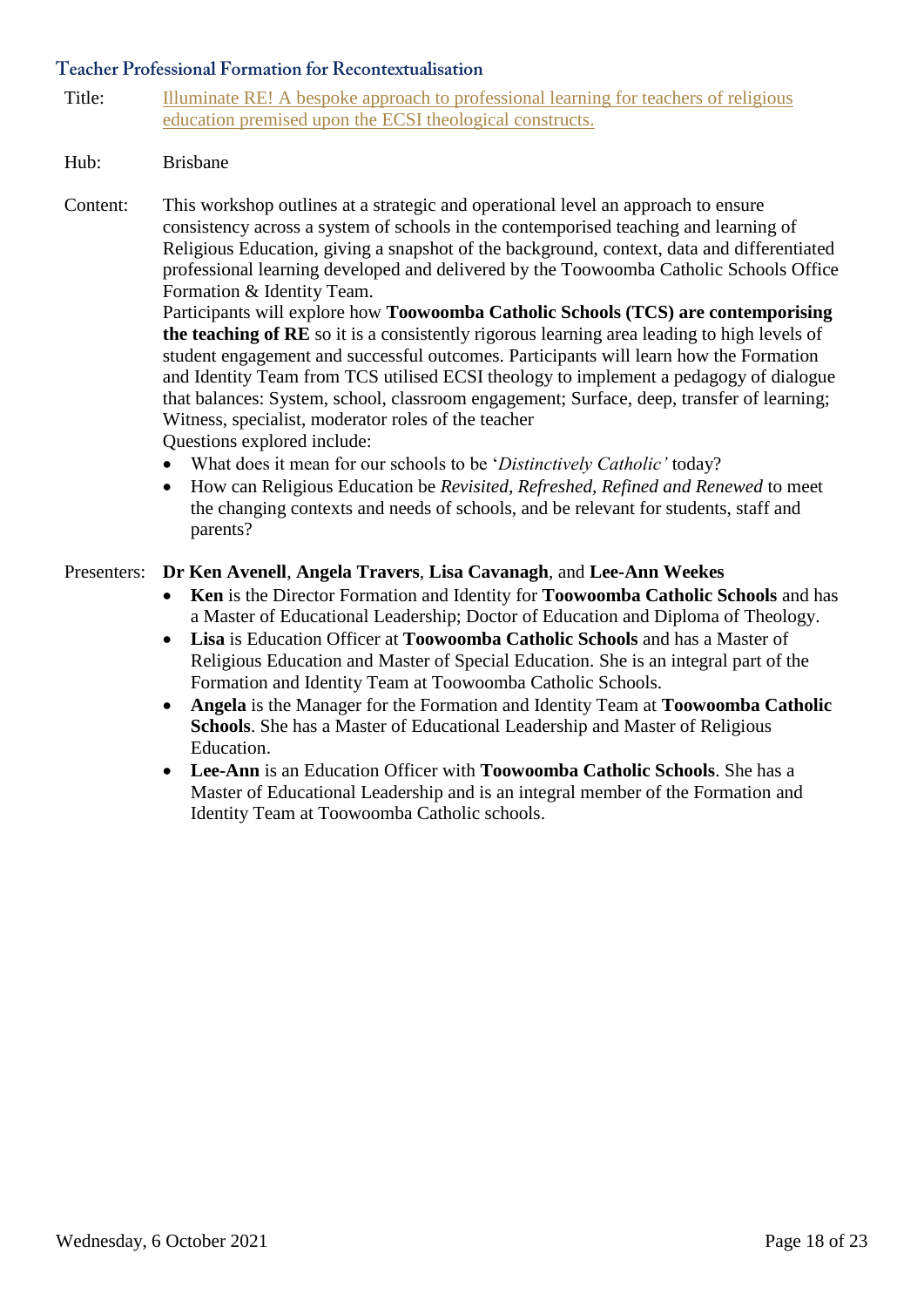## Teacher Professional Formation for Recontextualisation

Title: Illuminate RE! A bespoke approach to professional learning for teachers of religious education premised upon the ECSI theological constructs.

Hub: Brisbane

Content: This workshop outlines at a strategic and operational level an approach to ensure consistency across a system of schools in the contemporised teaching and learning of Religious Education, giving a snapshot of the background, context, data and differentiated professional learning developed and delivered by the Toowoomba Catholic Schools Office Formation & Identity Team.

Participants will explore how **Toowoomba Catholic Schools (TCS) are contemporising the teaching of RE** so it is a consistently rigorous learning area leading to high levels of student engagement and successful outcomes. Participants will learn how the Formation and Identity Team from TCS utilised ECSI theology to implement a pedagogy of dialogue that balances: System, school, classroom engagement; Surface, deep, transfer of learning; Witness, specialist, moderator roles of the teacher

Questions explored include:

- What does it mean for our schools to be '*Distinctively Catholic'* today?
- How can Religious Education be *Revisited, Refreshed, Refined and Renewed* to meet the changing contexts and needs of schools, and be relevant for students, staff and parents?

Presenters: **Dr Ken Avenell**, **Angela Travers**, **Lisa Cavanagh**, and **Lee-Ann Weekes**

- **Ken** is the Director Formation and Identity for **Toowoomba Catholic Schools** and has a Master of Educational Leadership; Doctor of Education and Diploma of Theology.
- **Lisa** is Education Officer at **Toowoomba Catholic Schools** and has a Master of Religious Education and Master of Special Education. She is an integral part of the Formation and Identity Team at Toowoomba Catholic Schools.
- **Angela** is the Manager for the Formation and Identity Team at **Toowoomba Catholic Schools**. She has a Master of Educational Leadership and Master of Religious Education.
- **Lee-Ann** is an Education Officer with **Toowoomba Catholic Schools**. She has a Master of Educational Leadership and is an integral member of the Formation and Identity Team at Toowoomba Catholic schools.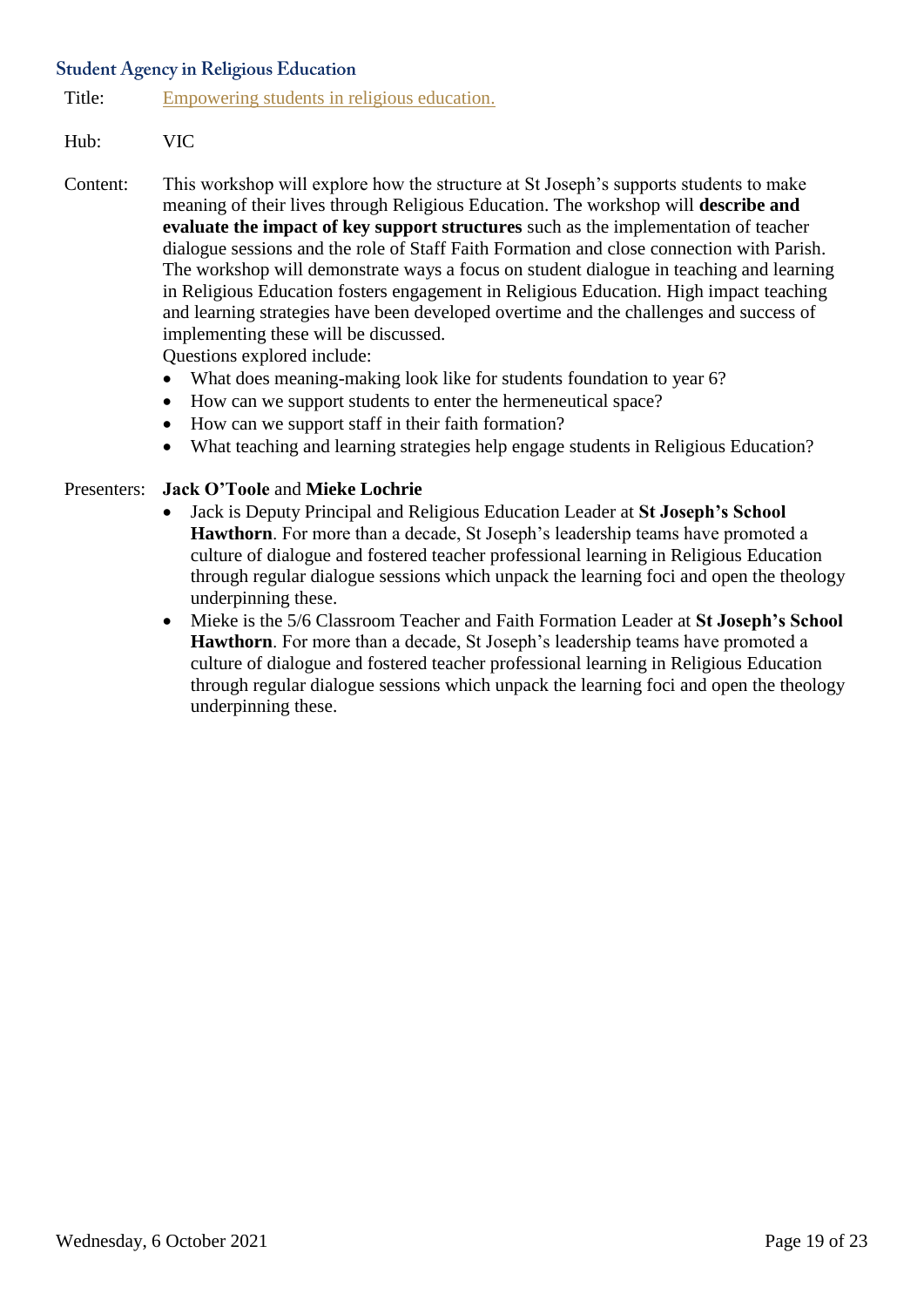## Student Agency in Religious Education

Title: Empowering students in religious education.

Hub: VIC

Content: This workshop will explore how the structure at St Joseph's supports students to make meaning of their lives through Religious Education. The workshop will **describe and evaluate the impact of key support structures** such as the implementation of teacher dialogue sessions and the role of Staff Faith Formation and close connection with Parish. The workshop will demonstrate ways a focus on student dialogue in teaching and learning in Religious Education fosters engagement in Religious Education. High impact teaching and learning strategies have been developed overtime and the challenges and success of implementing these will be discussed.

Questions explored include:

- What does meaning-making look like for students foundation to year 6?
- How can we support students to enter the hermeneutical space?
- How can we support staff in their faith formation?
- What teaching and learning strategies help engage students in Religious Education?

Presenters: **Jack O'Toole** and **Mieke Lochrie**

- Jack is Deputy Principal and Religious Education Leader at **St Joseph's School Hawthorn**. For more than a decade, St Joseph's leadership teams have promoted a culture of dialogue and fostered teacher professional learning in Religious Education through regular dialogue sessions which unpack the learning foci and open the theology underpinning these.
- Mieke is the 5/6 Classroom Teacher and Faith Formation Leader at **St Joseph's School Hawthorn**. For more than a decade, St Joseph's leadership teams have promoted a culture of dialogue and fostered teacher professional learning in Religious Education through regular dialogue sessions which unpack the learning foci and open the theology underpinning these.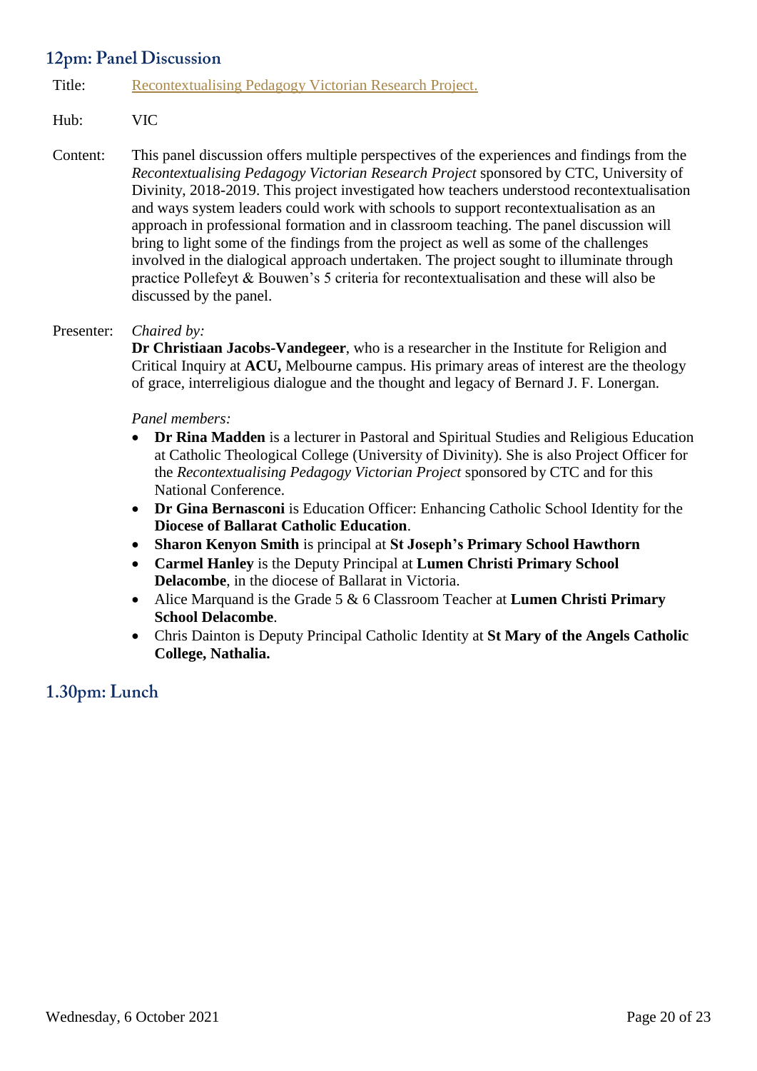## 12pm: Panel Discussion

Title: Recontextualising Pedagogy Victorian Research Project.

Hub: VIC

Content: This panel discussion offers multiple perspectives of the experiences and findings from the *Recontextualising Pedagogy Victorian Research Project* sponsored by CTC, University of Divinity, 2018-2019. This project investigated how teachers understood recontextualisation and ways system leaders could work with schools to support recontextualisation as an approach in professional formation and in classroom teaching. The panel discussion will bring to light some of the findings from the project as well as some of the challenges involved in the dialogical approach undertaken. The project sought to illuminate through practice Pollefeyt & Bouwen's 5 criteria for recontextualisation and these will also be discussed by the panel.

Presenter: *Chaired by:*
**Dr Christiaan Jacobs-Vandegeer**, who is a researcher in the Institute for Religion and Critical Inquiry at **ACU,** Melbourne campus. His primary areas of interest are the theology of grace, interreligious dialogue and the thought and legacy of Bernard J. F. Lonergan.

*Panel members:*

- **Dr Rina Madden** is a lecturer in Pastoral and Spiritual Studies and Religious Education at Catholic Theological College (University of Divinity). She is also Project Officer for the *Recontextualising Pedagogy Victorian Project* sponsored by CTC and for this National Conference.
- **Dr Gina Bernasconi** is Education Officer: Enhancing Catholic School Identity for the **Diocese of Ballarat Catholic Education**.
- **Sharon Kenyon Smith** is principal at **St Joseph's Primary School Hawthorn**
- **Carmel Hanley** is the Deputy Principal at **Lumen Christi Primary School Delacombe**, in the diocese of Ballarat in Victoria.
- Alice Marquand is the Grade 5 & 6 Classroom Teacher at **Lumen Christi Primary School Delacombe**.
- Chris Dainton is Deputy Principal Catholic Identity at **St Mary of the Angels Catholic College, Nathalia.**

## 1.30pm: Lunch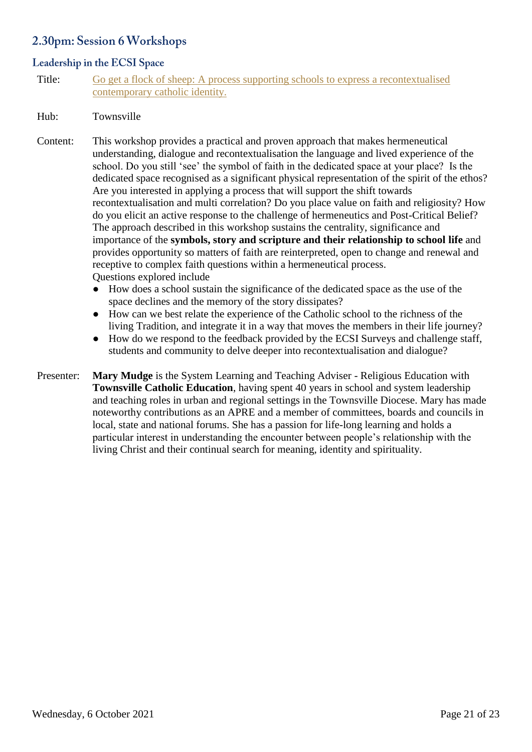## 2.30pm: Session 6 Workshops

### Leadership in the ECSI Space

**Title:** Go get a flock of sheep: A process supporting schools to express a recontextualised contemporary catholic identity.

**Hub:** Townsville

**Content:** This workshop provides a practical and proven approach that makes hermeneutical understanding, dialogue and recontextualisation the language and lived experience of the school. Do you still 'see' the symbol of faith in the dedicated space at your place? Is the dedicated space recognised as a significant physical representation of the spirit of the ethos? Are you interested in applying a process that will support the shift towards recontextualisation and multi correlation? Do you place value on faith and religiosity? How do you elicit an active response to the challenge of hermeneutics and Post-Critical Belief? The approach described in this workshop sustains the centrality, significance and importance of the **symbols, story and scripture and their relationship to school life** and provides opportunity so matters of faith are reinterpreted, open to change and renewal and receptive to complex faith questions within a hermeneutical process.

Questions explored include

- How does a school sustain the significance of the dedicated space as the use of the space declines and the memory of the story dissipates?
- How can we best relate the experience of the Catholic school to the richness of the living Tradition, and integrate it in a way that moves the members in their life journey?
- How do we respond to the feedback provided by the ECSI Surveys and challenge staff, students and community to delve deeper into recontextualisation and dialogue?

**Presenter:** **Mary Mudge** is the System Learning and Teaching Adviser - Religious Education with **Townsville Catholic Education**, having spent 40 years in school and system leadership and teaching roles in urban and regional settings in the Townsville Diocese. Mary has made noteworthy contributions as an APRE and a member of committees, boards and councils in local, state and national forums. She has a passion for life-long learning and holds a particular interest in understanding the encounter between people's relationship with the living Christ and their continual search for meaning, identity and spirituality.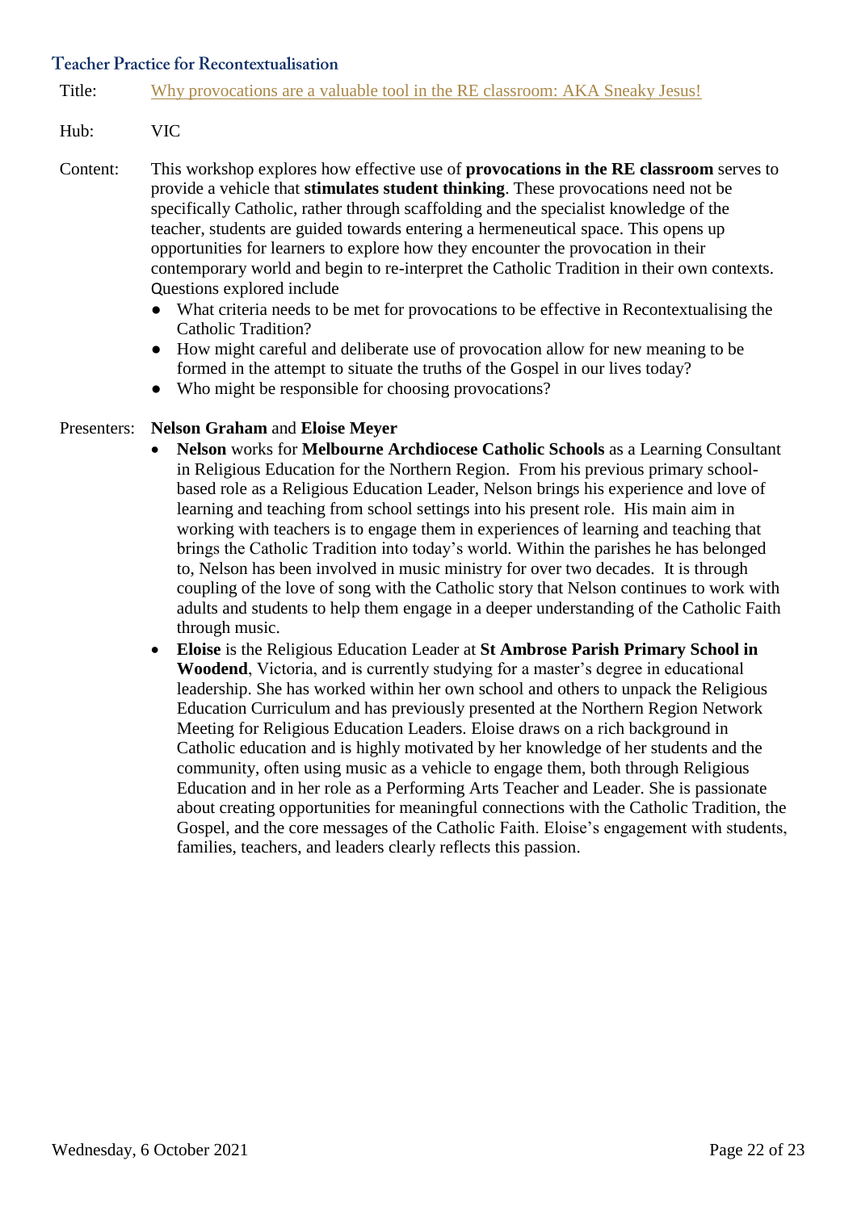## Teacher Practice for Recontextualisation

Title: Why provocations are a valuable tool in the RE classroom: AKA Sneaky Jesus!

Hub: VIC

Content: This workshop explores how effective use of **provocations in the RE classroom** serves to provide a vehicle that **stimulates student thinking**. These provocations need not be specifically Catholic, rather through scaffolding and the specialist knowledge of the teacher, students are guided towards entering a hermeneutical space. This opens up opportunities for learners to explore how they encounter the provocation in their contemporary world and begin to re-interpret the Catholic Tradition in their own contexts. Questions explored include

- What criteria needs to be met for provocations to be effective in Recontextualising the Catholic Tradition?
- How might careful and deliberate use of provocation allow for new meaning to be formed in the attempt to situate the truths of the Gospel in our lives today?
- Who might be responsible for choosing provocations?

Presenters: **Nelson Graham** and **Eloise Meyer**

- **Nelson** works for **Melbourne Archdiocese Catholic Schools** as a Learning Consultant in Religious Education for the Northern Region. From his previous primary school-based role as a Religious Education Leader, Nelson brings his experience and love of learning and teaching from school settings into his present role. His main aim in working with teachers is to engage them in experiences of learning and teaching that brings the Catholic Tradition into today's world. Within the parishes he has belonged to, Nelson has been involved in music ministry for over two decades. It is through coupling of the love of song with the Catholic story that Nelson continues to work with adults and students to help them engage in a deeper understanding of the Catholic Faith through music.
- **Eloise** is the Religious Education Leader at **St Ambrose Parish Primary School in Woodend**, Victoria, and is currently studying for a master's degree in educational leadership. She has worked within her own school and others to unpack the Religious Education Curriculum and has previously presented at the Northern Region Network Meeting for Religious Education Leaders. Eloise draws on a rich background in Catholic education and is highly motivated by her knowledge of her students and the community, often using music as a vehicle to engage them, both through Religious Education and in her role as a Performing Arts Teacher and Leader. She is passionate about creating opportunities for meaningful connections with the Catholic Tradition, the Gospel, and the core messages of the Catholic Faith. Eloise's engagement with students, families, teachers, and leaders clearly reflects this passion.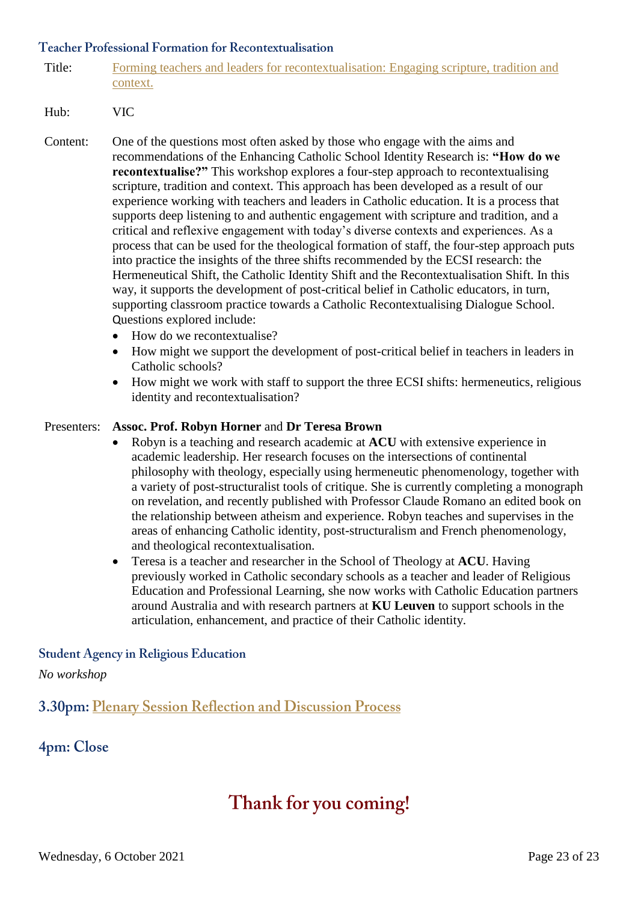### Teacher Professional Formation for Recontextualisation

Title: Forming teachers and leaders for recontextualisation: Engaging scripture, tradition and context.

Hub: VIC

Content: One of the questions most often asked by those who engage with the aims and recommendations of the Enhancing Catholic School Identity Research is: **"How do we recontextualise?"** This workshop explores a four-step approach to recontextualising scripture, tradition and context. This approach has been developed as a result of our experience working with teachers and leaders in Catholic education. It is a process that supports deep listening to and authentic engagement with scripture and tradition, and a critical and reflexive engagement with today's diverse contexts and experiences. As a process that can be used for the theological formation of staff, the four-step approach puts into practice the insights of the three shifts recommended by the ECSI research: the Hermeneutical Shift, the Catholic Identity Shift and the Recontextualisation Shift. In this way, it supports the development of post-critical belief in Catholic educators, in turn, supporting classroom practice towards a Catholic Recontextualising Dialogue School. Questions explored include:

- How do we recontextualise?
- How might we support the development of post-critical belief in teachers in leaders in Catholic schools?
- How might we work with staff to support the three ECSI shifts: hermeneutics, religious identity and recontextualisation?

Presenters: **Assoc. Prof. Robyn Horner** and **Dr Teresa Brown**

- Robyn is a teaching and research academic at **ACU** with extensive experience in academic leadership. Her research focuses on the intersections of continental philosophy with theology, especially using hermeneutic phenomenology, together with a variety of post-structuralist tools of critique. She is currently completing a monograph on revelation, and recently published with Professor Claude Romano an edited book on the relationship between atheism and experience. Robyn teaches and supervises in the areas of enhancing Catholic identity, post-structuralism and French phenomenology, and theological recontextualisation.
- Teresa is a teacher and researcher in the School of Theology at **ACU**. Having previously worked in Catholic secondary schools as a teacher and leader of Religious Education and Professional Learning, she now works with Catholic Education partners around Australia and with research partners at **KU Leuven** to support schools in the articulation, enhancement, and practice of their Catholic identity.

### Student Agency in Religious Education

*No workshop*

## 3.30pm: Plenary Session Reflection and Discussion Process

## 4pm: Close

# Thank for you coming!